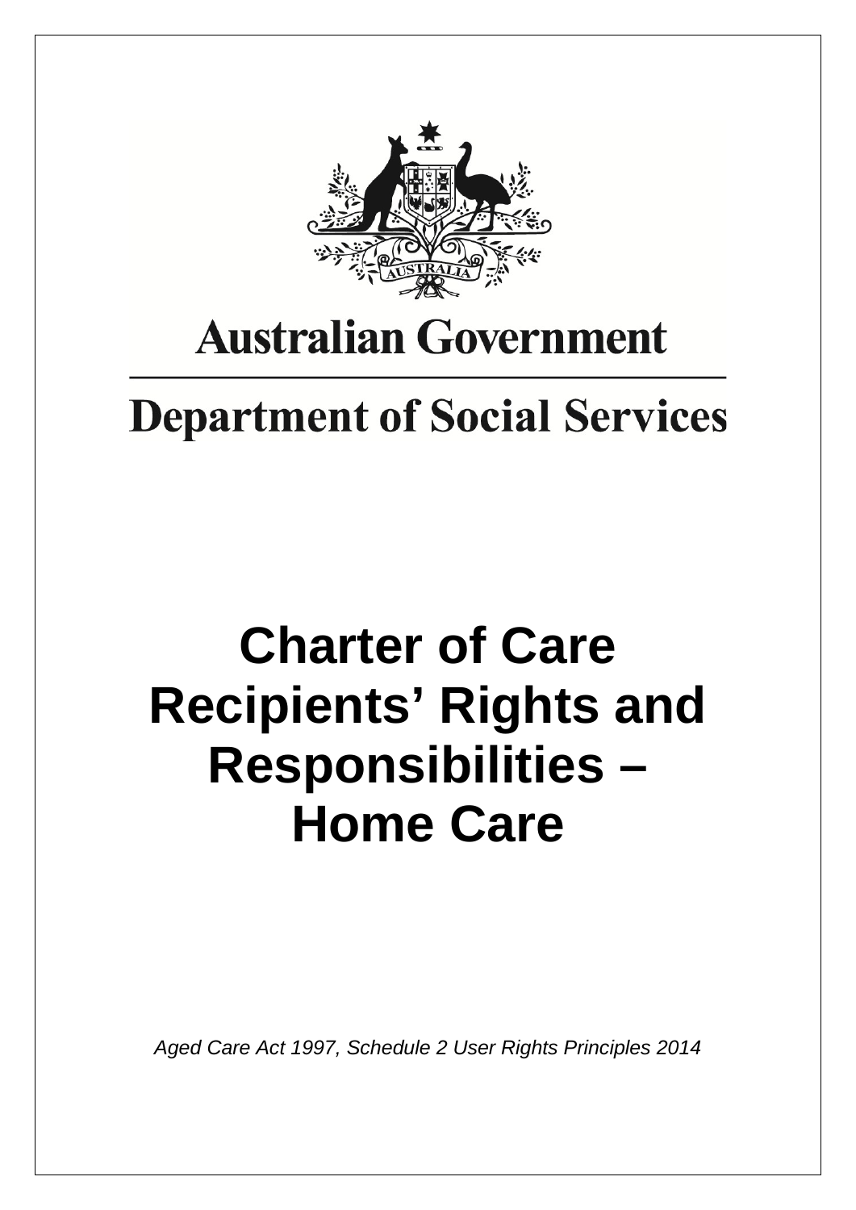Australian Government

Department of Social Services

# Charter of Care Recipients' Rights and Responsibilities – Home Care

*Aged Care Act 1997, Schedule 2 User Rights Principles 2014*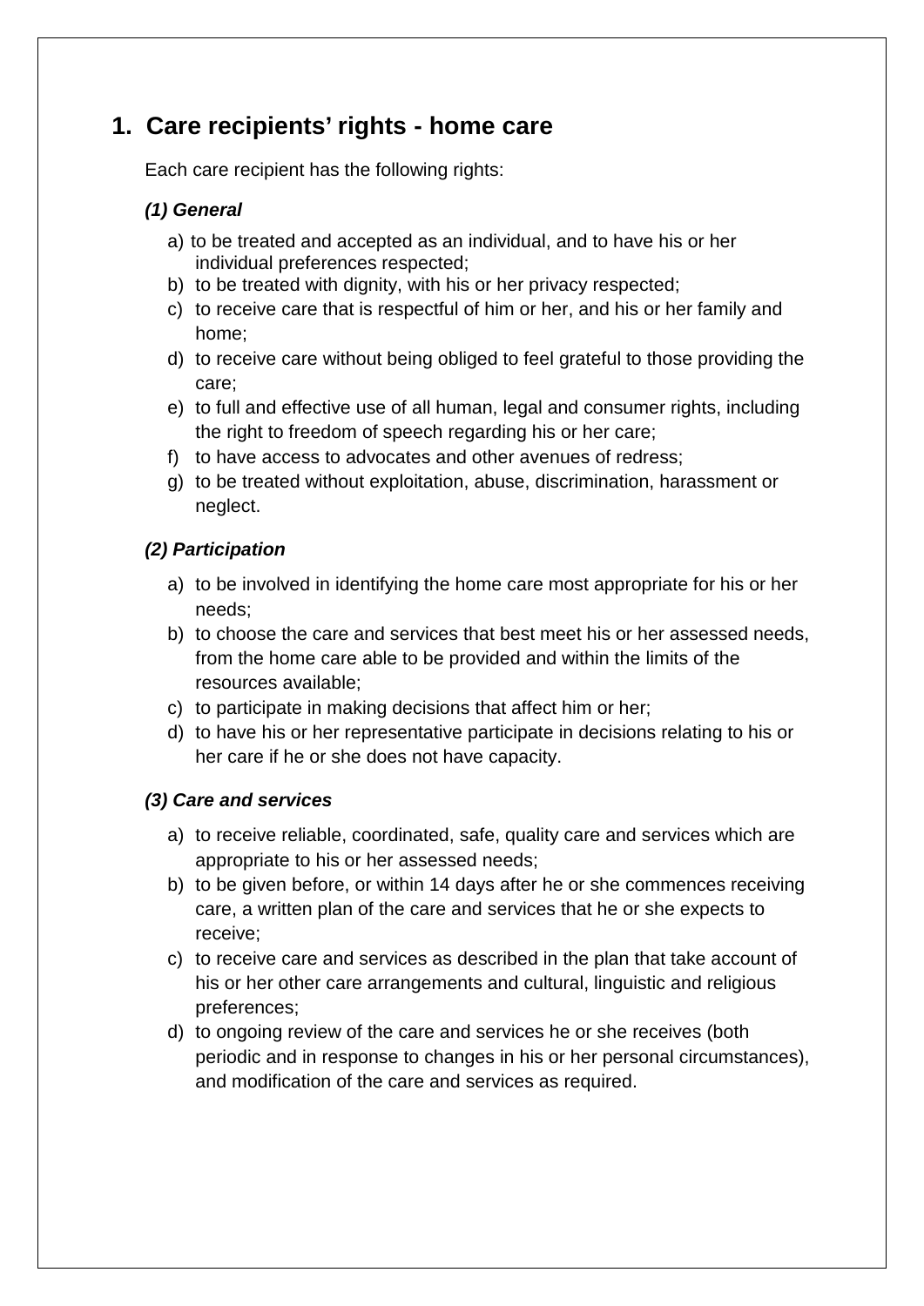# 1. Care recipients' rights - home care

Each care recipient has the following rights:

### *(1) General*

a) to be treated and accepted as an individual, and to have his or her individual preferences respected;
b) to be treated with dignity, with his or her privacy respected;
c) to receive care that is respectful of him or her, and his or her family and home;
d) to receive care without being obliged to feel grateful to those providing the care;
e) to full and effective use of all human, legal and consumer rights, including the right to freedom of speech regarding his or her care;
f) to have access to advocates and other avenues of redress;
g) to be treated without exploitation, abuse, discrimination, harassment or neglect.

### *(2) Participation*

a) to be involved in identifying the home care most appropriate for his or her needs;
b) to choose the care and services that best meet his or her assessed needs, from the home care able to be provided and within the limits of the resources available;
c) to participate in making decisions that affect him or her;
d) to have his or her representative participate in decisions relating to his or her care if he or she does not have capacity.

### *(3) Care and services*

a) to receive reliable, coordinated, safe, quality care and services which are appropriate to his or her assessed needs;
b) to be given before, or within 14 days after he or she commences receiving care, a written plan of the care and services that he or she expects to receive;
c) to receive care and services as described in the plan that take account of his or her other care arrangements and cultural, linguistic and religious preferences;
d) to ongoing review of the care and services he or she receives (both periodic and in response to changes in his or her personal circumstances), and modification of the care and services as required.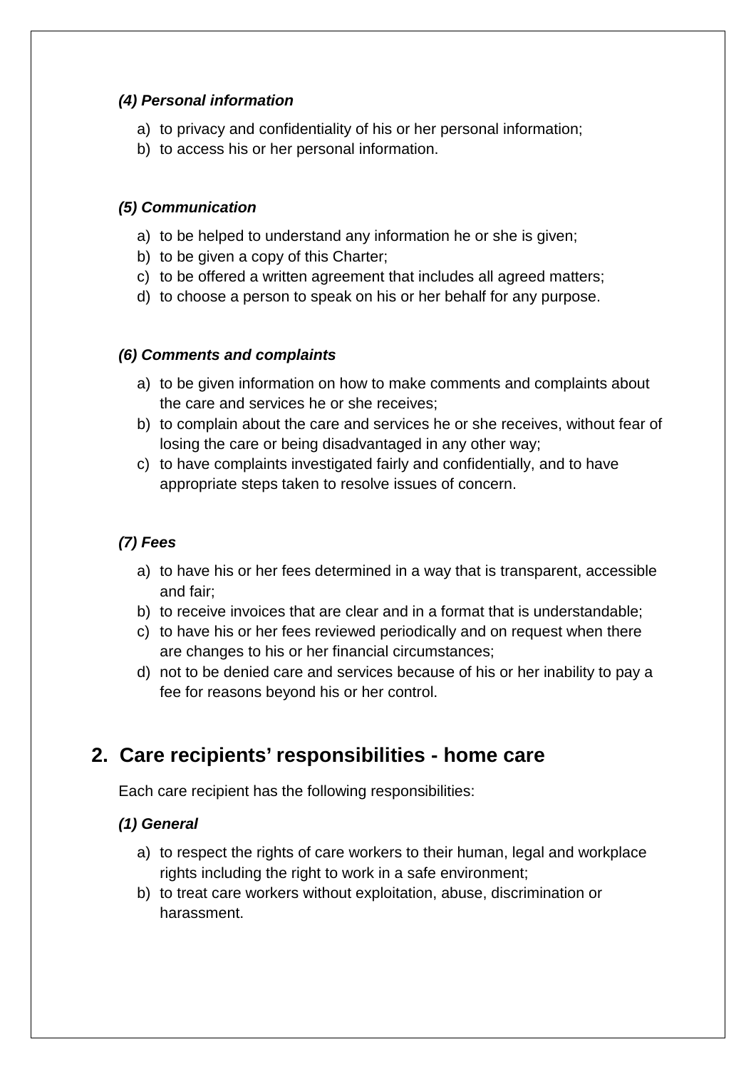#### *(4) Personal information*

a) to privacy and confidentiality of his or her personal information;
b) to access his or her personal information.

#### *(5) Communication*

a) to be helped to understand any information he or she is given;
b) to be given a copy of this Charter;
c) to be offered a written agreement that includes all agreed matters;
d) to choose a person to speak on his or her behalf for any purpose.

#### *(6) Comments and complaints*

a) to be given information on how to make comments and complaints about the care and services he or she receives;
b) to complain about the care and services he or she receives, without fear of losing the care or being disadvantaged in any other way;
c) to have complaints investigated fairly and confidentially, and to have appropriate steps taken to resolve issues of concern.

#### *(7) Fees*

a) to have his or her fees determined in a way that is transparent, accessible and fair;
b) to receive invoices that are clear and in a format that is understandable;
c) to have his or her fees reviewed periodically and on request when there are changes to his or her financial circumstances;
d) not to be denied care and services because of his or her inability to pay a fee for reasons beyond his or her control.

## 2. Care recipients' responsibilities - home care

Each care recipient has the following responsibilities:

#### *(1) General*

a) to respect the rights of care workers to their human, legal and workplace rights including the right to work in a safe environment;
b) to treat care workers without exploitation, abuse, discrimination or harassment.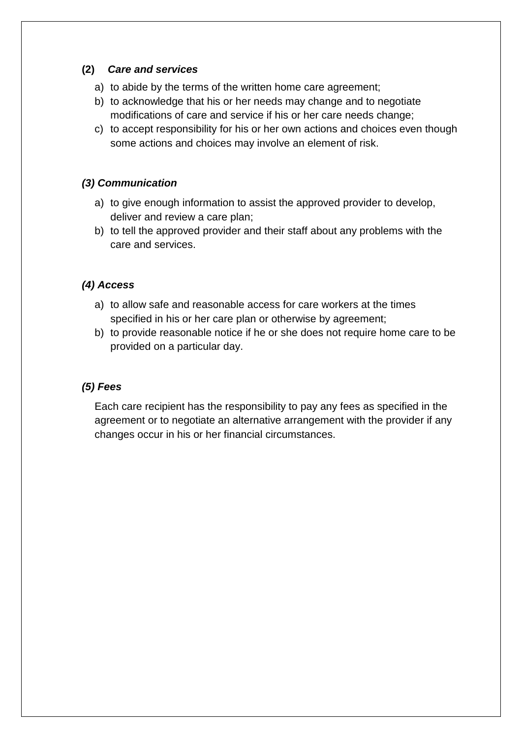**(2)** ***Care and services***

a) to abide by the terms of the written home care agreement;
b) to acknowledge that his or her needs may change and to negotiate modifications of care and service if his or her care needs change;
c) to accept responsibility for his or her own actions and choices even though some actions and choices may involve an element of risk.

***(3) Communication***

a) to give enough information to assist the approved provider to develop, deliver and review a care plan;
b) to tell the approved provider and their staff about any problems with the care and services.

***(4) Access***

a) to allow safe and reasonable access for care workers at the times specified in his or her care plan or otherwise by agreement;
b) to provide reasonable notice if he or she does not require home care to be provided on a particular day.

***(5) Fees***

Each care recipient has the responsibility to pay any fees as specified in the agreement or to negotiate an alternative arrangement with the provider if any changes occur in his or her financial circumstances.